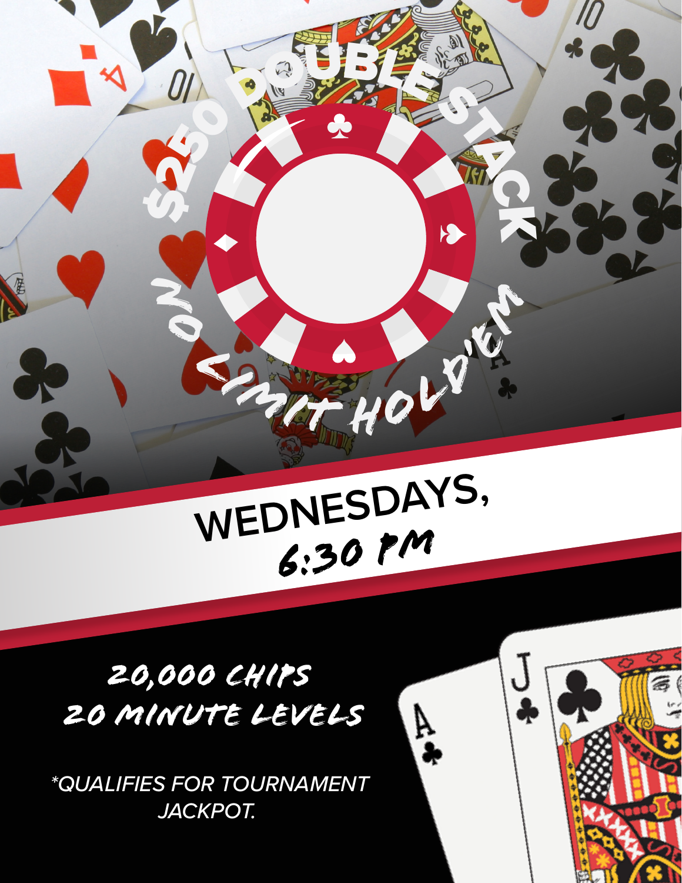# $250 DOUBLE STACK

## NO LIMIT HOLD'EM

**WEDNESDAYS,**
**6:30 PM**

20,000 CHIPS
20 MINUTE LEVELS

*\*QUALIFIES FOR TOURNAMENT JACKPOT.*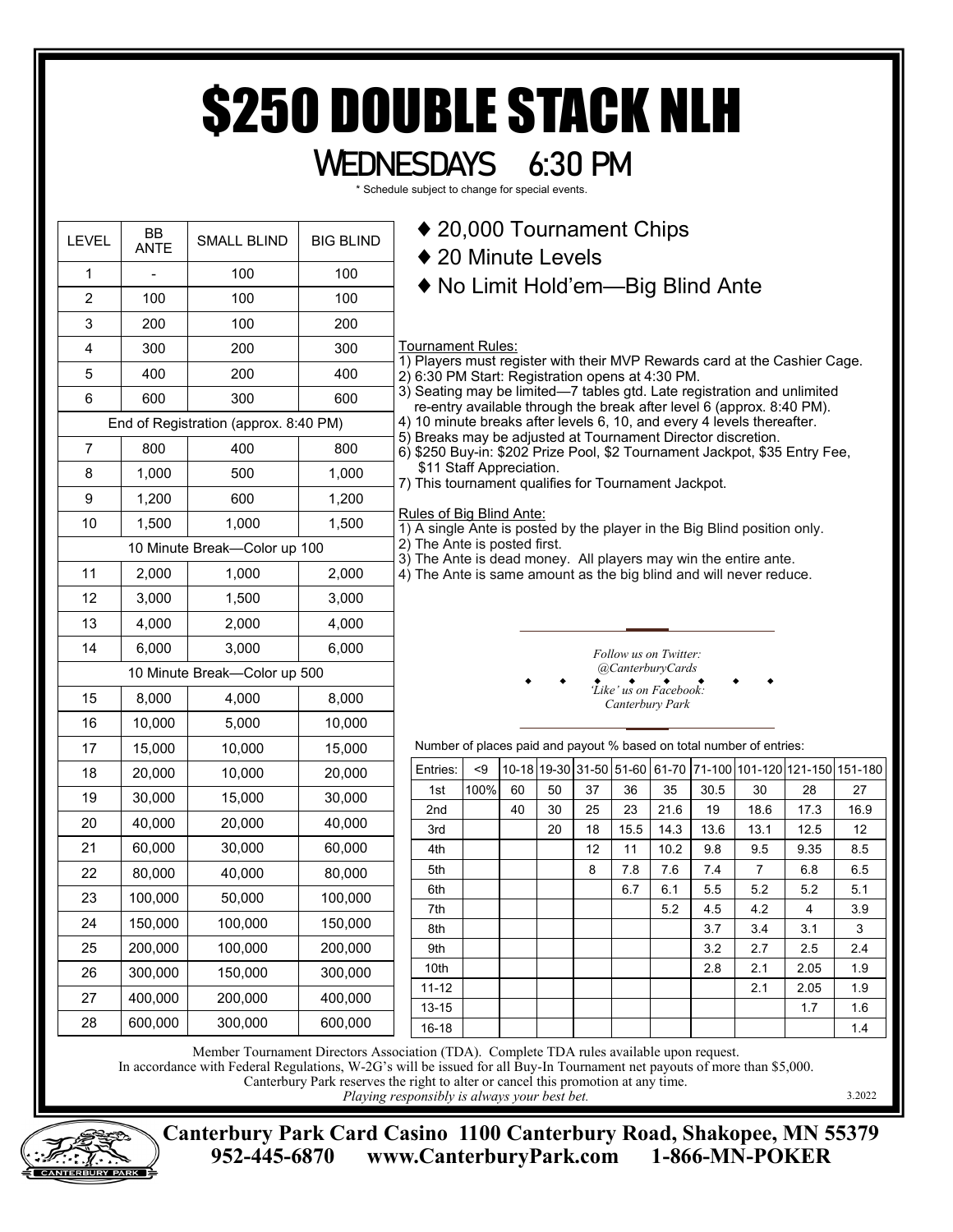# $250 DOUBLE STACK NLH

## WEDNESDAYS 6:30 PM

\* Schedule subject to change for special events.

| LEVEL | BB ANTE | SMALL BLIND | BIG BLIND |
|---|---|---|---|
| 1 | - | 100 | 100 |
| 2 | 100 | 100 | 100 |
| 3 | 200 | 100 | 200 |
| 4 | 300 | 200 | 300 |
| 5 | 400 | 200 | 400 |
| 6 | 600 | 300 | 600 |
| End of Registration (approx. 8:40 PM) | | | |
| 7 | 800 | 400 | 800 |
| 8 | 1,000 | 500 | 1,000 |
| 9 | 1,200 | 600 | 1,200 |
| 10 | 1,500 | 1,000 | 1,500 |
| 10 Minute Break—Color up 100 | | | |
| 11 | 2,000 | 1,000 | 2,000 |
| 12 | 3,000 | 1,500 | 3,000 |
| 13 | 4,000 | 2,000 | 4,000 |
| 14 | 6,000 | 3,000 | 6,000 |
| 10 Minute Break—Color up 500 | | | |
| 15 | 8,000 | 4,000 | 8,000 |
| 16 | 10,000 | 5,000 | 10,000 |
| 17 | 15,000 | 10,000 | 15,000 |
| 18 | 20,000 | 10,000 | 20,000 |
| 19 | 30,000 | 15,000 | 30,000 |
| 20 | 40,000 | 20,000 | 40,000 |
| 21 | 60,000 | 30,000 | 60,000 |
| 22 | 80,000 | 40,000 | 80,000 |
| 23 | 100,000 | 50,000 | 100,000 |
| 24 | 150,000 | 100,000 | 150,000 |
| 25 | 200,000 | 100,000 | 200,000 |
| 26 | 300,000 | 150,000 | 300,000 |
| 27 | 400,000 | 200,000 | 400,000 |
| 28 | 600,000 | 300,000 | 600,000 |

- ♦ 20,000 Tournament Chips
- ♦ 20 Minute Levels
- ♦ No Limit Hold'em—Big Blind Ante

Tournament Rules:
1) Players must register with their MVP Rewards card at the Cashier Cage.
2) 6:30 PM Start: Registration opens at 4:30 PM.
3) Seating may be limited—7 tables gtd. Late registration and unlimited re-entry available through the break after level 6 (approx. 8:40 PM).
4) 10 minute breaks after levels 6, 10, and every 4 levels thereafter.
5) Breaks may be adjusted at Tournament Director discretion.
6) $250 Buy-in: $202 Prize Pool, $2 Tournament Jackpot, $35 Entry Fee, $11 Staff Appreciation.
7) This tournament qualifies for Tournament Jackpot.

Rules of Big Blind Ante:
1) A single Ante is posted by the player in the Big Blind position only.
2) The Ante is posted first.
3) The Ante is dead money. All players may win the entire ante.
4) The Ante is same amount as the big blind and will never reduce.

*Follow us on Twitter: @CanterburyCards*
*'Like' us on Facebook: Canterbury Park*

Number of places paid and payout % based on total number of entries:

| Entries: | <9 | 10-18 | 19-30 | 31-50 | 51-60 | 61-70 | 71-100 | 101-120 | 121-150 | 151-180 |
|---|---|---|---|---|---|---|---|---|---|---|
| 1st | 100% | 60 | 50 | 37 | 36 | 35 | 30.5 | 30 | 28 | 27 |
| 2nd | | 40 | 30 | 25 | 23 | 21.6 | 19 | 18.6 | 17.3 | 16.9 |
| 3rd | | | 20 | 18 | 15.5 | 14.3 | 13.6 | 13.1 | 12.5 | 12 |
| 4th | | | | 12 | 11 | 10.2 | 9.8 | 9.5 | 9.35 | 8.5 |
| 5th | | | | 8 | 7.8 | 7.6 | 7.4 | 7 | 6.8 | 6.5 |
| 6th | | | | | 6.7 | 6.1 | 5.5 | 5.2 | 5.2 | 5.1 |
| 7th | | | | | | 5.2 | 4.5 | 4.2 | 4 | 3.9 |
| 8th | | | | | | | 3.7 | 3.4 | 3.1 | 3 |
| 9th | | | | | | | 3.2 | 2.7 | 2.5 | 2.4 |
| 10th | | | | | | | 2.8 | 2.1 | 2.05 | 1.9 |
| 11-12 | | | | | | | | 2.1 | 2.05 | 1.9 |
| 13-15 | | | | | | | | | 1.7 | 1.6 |
| 16-18 | | | | | | | | | | 1.4 |

Member Tournament Directors Association (TDA). Complete TDA rules available upon request.
In accordance with Federal Regulations, W-2G's will be issued for all Buy-In Tournament net payouts of more than $5,000.
Canterbury Park reserves the right to alter or cancel this promotion at any time.
*Playing responsibly is always your best bet.*

3.2022

**Canterbury Park Card Casino 1100 Canterbury Road, Shakopee, MN 55379**
**952-445-6870 www.CanterburyPark.com 1-866-MN-POKER**